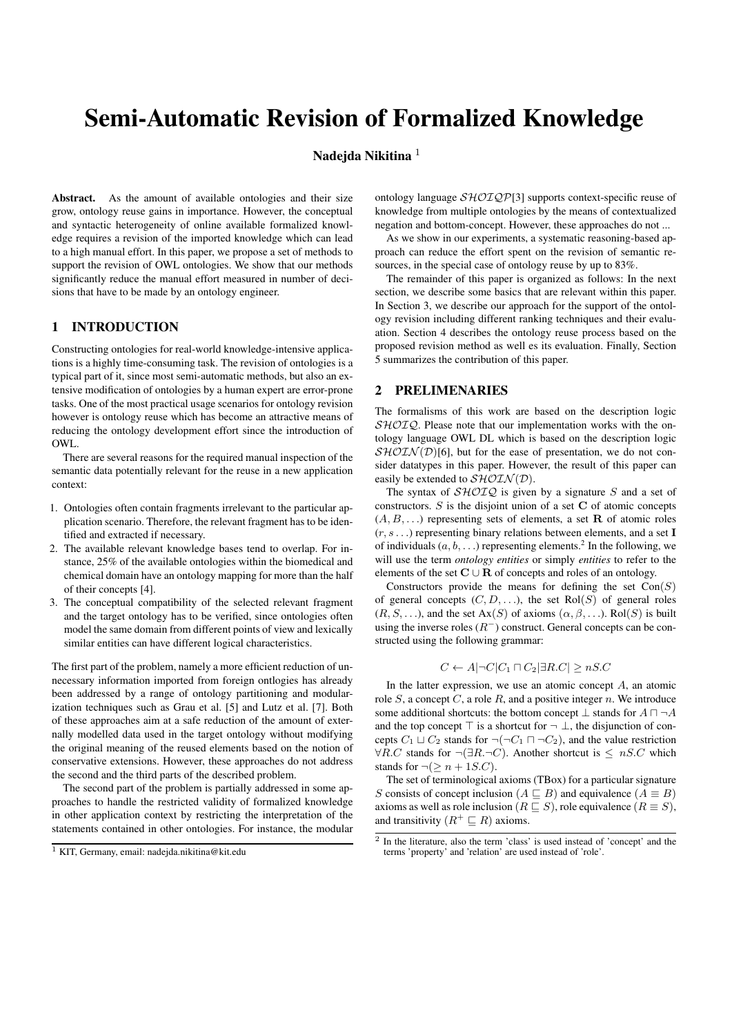# Semi-Automatic Revision of Formalized Knowledge

**Nadejda Nikitina** [1]

**Abstract.** As the amount of available ontologies and their size grow, ontology reuse gains in importance. However, the conceptual and syntactic heterogeneity of online available formalized knowledge requires a revision of the imported knowledge which can lead to a high manual effort. In this paper, we propose a set of methods to support the revision of OWL ontologies. We show that our methods significantly reduce the manual effort measured in number of decisions that have to be made by an ontology engineer.

## 1 INTRODUCTION

Constructing ontologies for real-world knowledge-intensive applications is a highly time-consuming task. The revision of ontologies is a typical part of it, since most semi-automatic methods, but also an extensive modification of ontologies by a human expert are error-prone tasks. One of the most practical usage scenarios for ontology revision however is ontology reuse which has become an attractive means of reducing the ontology development effort since the introduction of OWL.

There are several reasons for the required manual inspection of the semantic data potentially relevant for the reuse in a new application context:

1. Ontologies often contain fragments irrelevant to the particular application scenario. Therefore, the relevant fragment has to be identified and extracted if necessary.
2. The available relevant knowledge bases tend to overlap. For instance, 25% of the available ontologies within the biomedical and chemical domain have an ontology mapping for more than the half of their concepts [4].
3. The conceptual compatibility of the selected relevant fragment and the target ontology has to be verified, since ontologies often model the same domain from different points of view and lexically similar entities can have different logical characteristics.

The first part of the problem, namely a more efficient reduction of unnecessary information imported from foreign ontlogies has already been addressed by a range of ontology partitioning and modularization techniques such as Grau et al. [5] and Lutz et al. [7]. Both of these approaches aim at a safe reduction of the amount of externally modelled data used in the target ontology without modifying the original meaning of the reused elements based on the notion of conservative extensions. However, these approaches do not address the second and the third parts of the described problem.

The second part of the problem is partially addressed in some approaches to handle the restricted validity of formalized knowledge in other application context by restricting the interpretation of the statements contained in other ontologies. For instance, the modular ontology language $\mathcal{SHOIQP}$[3] supports context-specific reuse of knowledge from multiple ontologies by the means of contextualized negation and bottom-concept. However, these approaches do not ...

As we show in our experiments, a systematic reasoning-based approach can reduce the effort spent on the revision of semantic resources, in the special case of ontology reuse by up to 83%.

The remainder of this paper is organized as follows: In the next section, we describe some basics that are relevant within this paper. In Section 3, we describe our approach for the support of the ontology revision including different ranking techniques and their evaluation. Section 4 describes the ontology reuse process based on the proposed revision method as well es its evaluation. Finally, Section 5 summarizes the contribution of this paper.

## 2 PRELEMINARIES

The formalisms of this work are based on the description logic $\mathcal{SHOIQ}$. Please note that our implementation works with the ontology language OWL DL which is based on the description logic $\mathcal{SHOIN}(\mathcal{D})$[6], but for the ease of presentation, we do not consider datatypes in this paper. However, the result of this paper can easily be extended to $\mathcal{SHOIN}(\mathcal{D})$.

The syntax of $\mathcal{SHOIQ}$ is given by a signature $S$ and a set of constructors. $S$ is the disjoint union of a set $\mathbf{C}$ of atomic concepts $(A, B, \ldots)$ representing sets of elements, a set $\mathbf{R}$ of atomic roles $(r, s \ldots)$ representing binary relations between elements, and a set $\mathbf{I}$ of individuals $(a, b, \ldots)$ representing elements.[2] In the following, we will use the term *ontology entities* or simply *entities* to refer to the elements of the set $\mathbf{C} \cup \mathbf{R}$ of concepts and roles of an ontology.

Constructors provide the means for defining the set $\mathrm{Con}(S)$ of general concepts $(C, D, \ldots)$, the set $\mathrm{Rol}(S)$ of general roles $(R, S, \ldots)$, and the set $\mathrm{Ax}(S)$ of axioms $(\alpha, \beta, \ldots)$. $\mathrm{Rol}(S)$ is built using the inverse roles $(R^-)$ construct. General concepts can be constructed using the following grammar:

$$C \leftarrow A|\neg C|C_1 \sqcap C_2|\exists R.C| \geq nS.C$$

In the latter expression, we use an atomic concept $A$, an atomic role $S$, a concept $C$, a role $R$, and a positive integer $n$. We introduce some additional shortcuts: the bottom concept $\bot$ stands for $A \sqcap \neg A$ and the top concept $\top$ is a shortcut for $\neg\bot$, the disjunction of concepts $C_1 \sqcup C_2$ stands for $\neg(\neg C_1 \sqcap \neg C_2)$, and the value restriction $\forall R.C$ stands for $\neg(\exists R.\neg C)$. Another shortcut is $\leq nS.C$ which stands for $\neg(\geq n+1S.C)$.

The set of terminological axioms (TBox) for a particular signature $S$ consists of concept inclusion $(A \sqsubseteq B)$ and equivalence $(A \equiv B)$ axioms as well as role inclusion $(R \sqsubseteq S)$, role equivalence $(R \equiv S)$, and transitivity $(R^+ \sqsubseteq R)$ axioms.

[1] KIT, Germany, email: nadejda.nikitina@kit.edu

[2] In the literature, also the term 'class' is used instead of 'concept' and the terms 'property' and 'relation' are used instead of 'role'.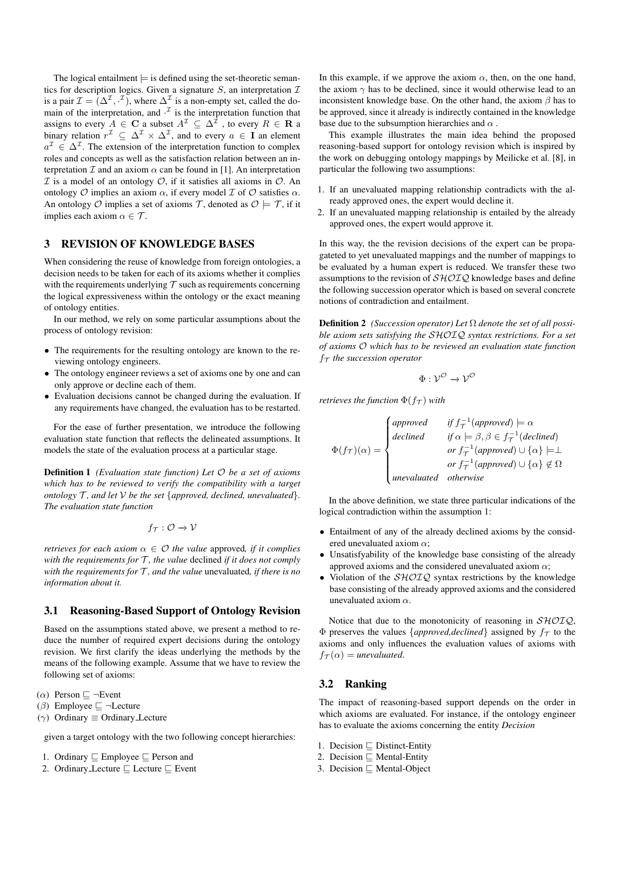The logical entailment $\models$ is defined using the set-theoretic semantics for description logics. Given a signature $S$, an interpretation $\mathcal{I}$ is a pair $\mathcal{I} = (\Delta^{\mathcal{I}}, \cdot^{\mathcal{I}})$, where $\Delta^{\mathcal{I}}$ is a non-empty set, called the domain of the interpretation, and $\cdot^{\mathcal{I}}$ is the interpretation function that assigns to every $A \in \mathbf{C}$ a subset $A^{\mathcal{I}} \subseteq \Delta^{\mathcal{I}}$ , to every $R \in \mathbf{R}$ a binary relation $r^{\mathcal{I}} \subseteq \Delta^{\mathcal{I}} \times \Delta^{\mathcal{I}}$, and to every $a \in \mathbf{I}$ an element $a^{\mathcal{I}} \in \Delta^{\mathcal{I}}$. The extension of the interpretation function to complex roles and concepts as well as the satisfaction relation between an interpretation $\mathcal{I}$ and an axiom $\alpha$ can be found in [1]. An interpretation $\mathcal{I}$ is a model of an ontology $\mathcal{O}$, if it satisfies all axioms in $\mathcal{O}$. An ontology $\mathcal{O}$ implies an axiom $\alpha$, if every model $\mathcal{I}$ of $\mathcal{O}$ satisfies $\alpha$. An ontology $\mathcal{O}$ implies a set of axioms $\mathcal{T}$, denoted as $\mathcal{O} \models \mathcal{T}$, if it implies each axiom $\alpha \in \mathcal{T}$.

## 3 REVISION OF KNOWLEDGE BASES

When considering the reuse of knowledge from foreign ontologies, a decision needs to be taken for each of its axioms whether it complies with the requirements underlying $\mathcal{T}$ such as requirements concerning the logical expressiveness within the ontology or the exact meaning of ontology entities.

In our method, we rely on some particular assumptions about the process of ontology revision:

- The requirements for the resulting ontology are known to the reviewing ontology engineers.
- The ontology engineer reviews a set of axioms one by one and can only approve or decline each of them.
- Evaluation decisions cannot be changed during the evaluation. If any requirements have changed, the evaluation has to be restarted.

For the ease of further presentation, we introduce the following evaluation state function that reflects the delineated assumptions. It models the state of the evaluation process at a particular stage.

**Definition 1** *(Evaluation state function) Let $\mathcal{O}$ be a set of axioms which has to be reviewed to verify the compatibility with a target ontology $\mathcal{T}$, and let $\mathcal{V}$ be the set {approved, declined, unevaluated}. The evaluation state function*

$$f_{\mathcal{T}} : \mathcal{O} \rightarrow \mathcal{V}$$

*retrieves for each axiom $\alpha \in \mathcal{O}$ the value* approved*, if it complies with the requirements for $\mathcal{T}$, the value* declined *if it does not comply with the requirements for $\mathcal{T}$, and the value* unevaluated*, if there is no information about it.*

### 3.1 Reasoning-Based Support of Ontology Revision

Based on the assumptions stated above, we present a method to reduce the number of required expert decisions during the ontology revision. We first clarify the ideas underlying the methods by the means of the following example. Assume that we have to review the following set of axioms:

($\alpha$) Person $\sqsubseteq \neg$Event
($\beta$) Employee $\sqsubseteq \neg$Lecture
($\gamma$) Ordinary $\equiv$ Ordinary_Lecture

given a target ontology with the two following concept hierarchies:

1. Ordinary $\sqsubseteq$ Employee $\sqsubseteq$ Person and
2. Ordinary_Lecture $\sqsubseteq$ Lecture $\sqsubseteq$ Event

In this example, if we approve the axiom $\alpha$, then, on the one hand, the axiom $\gamma$ has to be declined, since it would otherwise lead to an inconsistent knowledge base. On the other hand, the axiom $\beta$ has to be approved, since it already is indirectly contained in the knowledge base due to the subsumption hierarchies and $\alpha$ .

This example illustrates the main idea behind the proposed reasoning-based support for ontology revision which is inspired by the work on debugging ontology mappings by Meilicke et al. [8], in particular the following two assumptions:

1. If an unevaluated mapping relationship contradicts with the already approved ones, the expert would decline it.
2. If an unevaluated mapping relationship is entailed by the already approved ones, the expert would approve it.

In this way, the the revision decisions of the expert can be propagateted to yet unevaluated mappings and the number of mappings to be evaluated by a human expert is reduced. We transfer these two assumptions to the revision of $\mathcal{SHOIQ}$ knowledge bases and define the following succession operator which is based on several concrete notions of contradiction and entailment.

**Definition 2** *(Succession operator) Let $\Omega$ denote the set of all possible axiom sets satisfying the $\mathcal{SHOIQ}$ syntax restrictions. For a set of axioms $\mathcal{O}$ which has to be reviewed an evaluation state function $f_{\mathcal{T}}$ the succession operator*

$$\Phi : \mathcal{V}^{\mathcal{O}} \rightarrow \mathcal{V}^{\mathcal{O}}$$

*retrieves the function $\Phi(f_{\mathcal{T}})$ with*

$$\Phi(f_{\mathcal{T}})(\alpha) = \begin{cases} \textit{approved} & \textit{if } f_{\mathcal{T}}^{-1}(\textit{approved}) \models \alpha \\ \textit{declined} & \textit{if } \alpha \models \beta, \beta \in f_{\mathcal{T}}^{-1}(\textit{declined}) \\ & \textit{or } f_{\mathcal{T}}^{-1}(\textit{approved}) \cup \{\alpha\} \models \bot \\ & \textit{or } f_{\mathcal{T}}^{-1}(\textit{approved}) \cup \{\alpha\} \notin \Omega \\ \textit{unevaluated} & \textit{otherwise} \end{cases}$$

In the above definition, we state three particular indications of the logical contradiction within the assumption 1:

- Entailment of any of the already declined axioms by the considered unevaluated axiom $\alpha$;
- Unsatisfyability of the knowledge base consisting of the already approved axioms and the considered unevaluated axiom $\alpha$;
- Violation of the $\mathcal{SHOIQ}$ syntax restrictions by the knowledge base consisting of the already approved axioms and the considered unevaluated axiom $\alpha$.

Notice that due to the monotonicity of reasoning in $\mathcal{SHOIQ}$, $\Phi$ preserves the values {*approved,declined*} assigned by $f_{\mathcal{T}}$ to the axioms and only influences the evaluation values of axioms with $f_{\mathcal{T}}(\alpha) =$ *unevaluated*.

### 3.2 Ranking

The impact of reasoning-based support depends on the order in which axioms are evaluated. For instance, if the ontology engineer has to evaluate the axioms concerning the entity *Decision*

1. Decision $\sqsubseteq$ Distinct-Entity
2. Decision $\sqsubseteq$ Mental-Entity
3. Decision $\sqsubseteq$ Mental-Object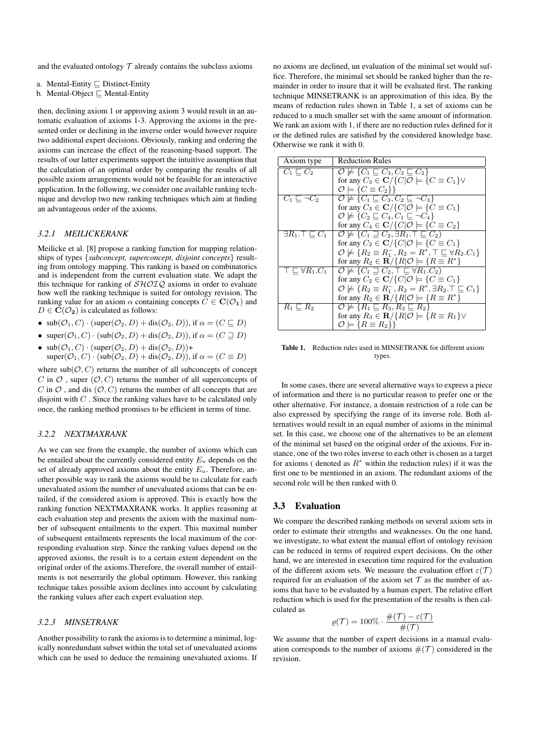and the evaluated ontology $\mathcal{T}$ already contains the subclass axioms

a. Mental-Entity $\sqsubseteq$ Distinct-Entity
b. Mental-Object $\sqsubseteq$ Mental-Entity

then, declining axiom 1 or approving axiom 3 would result in an automatic evaluation of axioms 1-3. Approving the axioms in the presented order or declining in the inverse order would however require two additional expert decisions. Obviously, ranking and ordering the axioms can increase the effect of the reasoning-based support. The results of our latter experiments support the intuitive assumption that the calculation of an optimal order by comparing the results of all possible axiom arrangements would not be feasible for an interactive application. In the following, we consider one available ranking technique and develop two new ranking techniques which aim at finding an advantageous order of the axioms.

### 3.2.1 MEILICKERANK

Meilicke et al. [8] propose a ranking function for mapping relationships of types {*subconcept, superconcept, disjoint concepts*} resulting from ontology mapping. This ranking is based on combinatorics and is independent from the current evaluation state. We adapt the this technique for ranking of $\mathcal{SHOIQ}$ axioms in order to evaluate how well the ranking technique is suited for ontology revision. The ranking value for an axiom $\alpha$ containing concepts $C \in \mathbf{C}(\mathcal{O}_1)$ and $D \in \mathbf{C}(\mathcal{O}_2)$ is calculated as follows:

- $\text{sub}(\mathcal{O}_1, C) \cdot (\text{super}(\mathcal{O}_2, D) + \text{dis}(\mathcal{O}_2, D))$, if $\alpha = (C \sqsubseteq D)$
- $\text{super}(\mathcal{O}_1, C) \cdot (\text{sub}(\mathcal{O}_2, D) + \text{dis}(\mathcal{O}_2, D))$, if $\alpha = (C \sqsupseteq D)$
- $\text{sub}(\mathcal{O}_1, C) \cdot (\text{super}(\mathcal{O}_2, D) + \text{dis}(\mathcal{O}_2, D))+$ $\text{super}(\mathcal{O}_1, C) \cdot (\text{sub}(\mathcal{O}_2, D) + \text{dis}(\mathcal{O}_2, D))$, if $\alpha = (C \equiv D)$

where $\text{sub}(\mathcal{O}, C)$ returns the number of all subconcepts of concept $C$ in $\mathcal{O}$ , super $(\mathcal{O}, C)$ returns the number of all superconcepts of $C$ in $\mathcal{O}$ , and dis $(\mathcal{O}, C)$ returns the number of all concepts that are disjoint with $C$ . Since the ranking values have to be calculated only once, the ranking method promises to be efficient in terms of time.

### 3.2.2 NEXTMAXRANK

As we can see from the example, the number of axioms which can be entailed about the currently considered entity $E_u$ depends on the set of already approved axioms about the entity $E_u$. Therefore, another possible way to rank the axioms would be to calculate for each unevaluated axiom the number of unevaluated axioms that can be entailed, if the considered axiom is approved. This is exactly how the ranking function NEXTMAXRANK works. It applies reasoning at each evaluation step and presents the axiom with the maximal number of subsequent entailments to the expert. This maximal number of subsequent entailments represents the local maximum of the corresponding evaluation step. Since the ranking values depend on the approved axioms, the result is to a certain extent dependent on the original order of the axioms.Therefore, the overall number of entailments is not neserrarily the global optimum. However, this ranking technique takes possible axiom declines into account by calculating the ranking values after each expert evaluation step.

### 3.2.3 MINSETRANK

Another possibility to rank the axioms is to determine a minimal, logically nonredundant subset within the total set of unevaluated axioms which can be used to deduce the remaining unevaluated axioms. If no axioms are declined, un evaluation of the minimal set would suffice. Therefore, the minimal set should be ranked higher than the remainder in order to insure that it will be evaluated first. The ranking technique MINSETRANK is an approximation of this idea. By the means of reduction rules shown in Table 1, a set of axioms can be reduced to a much smaller set with the same amount of information. We rank an axiom with 1, if there are no reduction rules defined for it or the defined rules are satisfied by the considered knowledge base. Otherwise we rank it with 0.

| Axiom type | Reduction Rules |
|---|---|
| $C_1 \sqsubseteq C_2$ | $\mathcal{O} \not\models \{C_1 \sqsubseteq C_3, C_3 \sqsubseteq C_2\}$ for any $C_3 \in \mathbf{C}/\{C \mid \mathcal{O} \models \{C \equiv C_1\} \vee \mathcal{O} \models \{C \equiv C_2\}\}$ |
| $C_1 \sqsubseteq \neg C_2$ | $\mathcal{O} \not\models \{C_1 \sqsubseteq C_3, C_2 \sqsubseteq \neg C_3\}$ for any $C_3 \in \mathbf{C}/\{C \mid \mathcal{O} \models \{C \equiv C_1\}$ $\mathcal{O} \not\models \{C_2 \sqsubseteq C_4, C_1 \sqsubseteq \neg C_4\}$ for any $C_4 \in \mathbf{C}/\{C \mid \mathcal{O} \models \{C \equiv C_2\}$ |
| $\exists R_1.\top \sqsubseteq C_1$ | $\mathcal{O} \not\models \{C_1 \sqsupseteq C_2, \exists R_1.\top \sqsubseteq C_2)$ for any $C_2 \in \mathbf{C}/\{C \mid \mathcal{O} \models \{C \equiv C_1\}$ $\mathcal{O} \not\models \{R_2 \equiv R_1^-, R_2 = R^*, \top \sqsubseteq \forall R_2.C_1\}$ for any $R_2 \in \mathbf{R}/\{R \mid \mathcal{O} \models \{R \equiv R^*\}$ |
| $\top \sqsubseteq \forall R_1.C_1$ | $\mathcal{O} \not\models \{C_1 \sqsupseteq C_2, \top \sqsubseteq \forall R_1.C_2)$ for any $C_2 \in \mathbf{C}/\{C \mid \mathcal{O} \models \{C \equiv C_1\}$ $\mathcal{O} \not\models \{R_2 \equiv R_1^-, R_2 = R^*, \exists R_2.\top \sqsubseteq C_1\}$ for any $R_2 \in \mathbf{R}/\{R \mid \mathcal{O} \models \{R \equiv R^*\}$ |
| $R_1 \sqsubseteq R_2$ | $\mathcal{O} \not\models \{R_1 \sqsubseteq R_3, R_3 \sqsubseteq R_2\}$ for any $R_3 \in \mathbf{R}/\{R \mid \mathcal{O} \models \{R \equiv R_1\} \vee \mathcal{O} \models \{R \equiv R_2\}\}$ |

**Table 1.** Reduction rules used in MINSETRANK for different axiom types.

In some cases, there are several alternative ways to express a piece of information and there is no particular reason to prefer one or the other alternative. For instance, a domain restriction of a role can be also expressed by specifying the range of its inverse role. Both alternatives would result in an equal number of axioms in the minimal set. In this case, we choose one of the alternatives to be an element of the minimal set based on the original order of the axioms. For instance, one of the two roles inverse to each other is chosen as a target for axioms ( denoted as $R^*$ within the reduction rules) if it was the first one to be mentioned in an axiom. The redundant axioms of the second role will be then ranked with 0.

## 3.3 Evaluation

We compare the described ranking methods on several axiom sets in order to estimate their strengths and weaknesses. On the one hand, we investigate, to what extent the manual effort of ontology revision can be reduced in terms of required expert decisions. On the other hand, we are interested in execution time required for the evaluation of the different axiom sets. We measure the evaluation effort $\varepsilon(\mathcal{T})$ required for an evaluation of the axiom set $\mathcal{T}$ as the number of axioms that have to be evaluated by a human expert. The relative effort reduction which is used for the presentation of the results is then calculated as

$$\varrho(\mathcal{T}) = 100\% \cdot \frac{\#(\mathcal{T}) - \varepsilon(\mathcal{T})}{\#(\mathcal{T})}$$

We assume that the number of expert decisions in a manual evaluation corresponds to the number of axioms $\#(\mathcal{T})$ considered in the revision.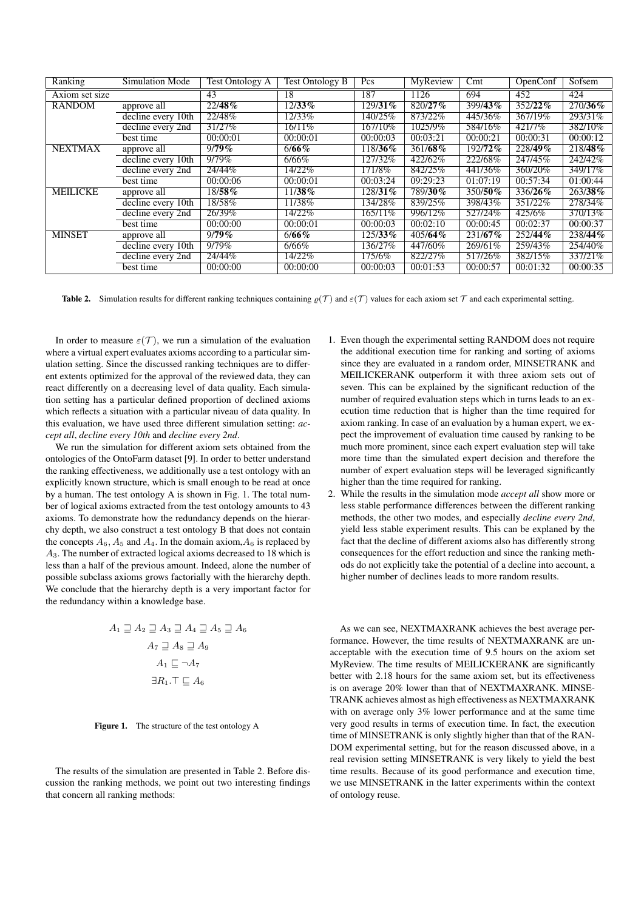| Ranking | Simulation Mode | Test Ontology A | Test Ontology B | Pcs | MyReview | Cmt | OpenConf | Sofsem |
|---|---|---|---|---|---|---|---|---|
| Axiom set size | | 43 | 18 | 187 | 1126 | 694 | 452 | 424 |
| RANDOM | approve all | 22/**48%** | 12/**33%** | 129/**31%** | 820/**27%** | 399/**43%** | 352/**22%** | 270/**36%** |
| | decline every 10th | 22/48% | 12/33% | 140/25% | 873/22% | 445/36% | 367/19% | 293/31% |
| | decline every 2nd | 31/27% | 16/11% | 167/10% | 1025/9% | 584/16% | 421/7% | 382/10% |
| | best time | 00:00:01 | 00:00:01 | 00:00:03 | 00:03:21 | 00:00:21 | 00:00:31 | 00:00:12 |
| NEXTMAX | approve all | 9/**79%** | 6/**66%** | 118/**36%** | 361/**68%** | 192/**72%** | 228/**49%** | 218/**48%** |
| | decline every 10th | 9/79% | 6/66% | 127/32% | 422/62% | 222/68% | 247/45% | 242/42% |
| | decline every 2nd | 24/44% | 14/22% | 171/8% | 842/25% | 441/36% | 360/20% | 349/17% |
| | best time | 00:00:06 | 00:00:01 | 00:03:24 | 09:29:23 | 01:07:19 | 00:57:34 | 01:00:44 |
| MEILICKE | approve all | 18/**58%** | 11/**38%** | 128/**31%** | 789/**30%** | 350/**50%** | 336/**26%** | 263/**38%** |
| | decline every 10th | 18/58% | 11/38% | 134/28% | 839/25% | 398/43% | 351/22% | 278/34% |
| | decline every 2nd | 26/39% | 14/22% | 165/11% | 996/12% | 527/24% | 425/6% | 370/13% |
| | best time | 00:00:00 | 00:00:01 | 00:00:03 | 00:02:10 | 00:00:45 | 00:02:37 | 00:00:37 |
| MINSET | approve all | 9/**79%** | 6/**66%** | 125/**33%** | 405/**64%** | 231/**67%** | 252/**44%** | 238/**44%** |
| | decline every 10th | 9/79% | 6/66% | 136/27% | 447/60% | 269/61% | 259/43% | 254/40% |
| | decline every 2nd | 24/44% | 14/22% | 175/6% | 822/27% | 517/26% | 382/15% | 337/21% |
| | best time | 00:00:00 | 00:00:00 | 00:00:03 | 00:01:53 | 00:00:57 | 00:01:32 | 00:00:35 |

**Table 2.** Simulation results for different ranking techniques containing $\varrho(\mathcal{T})$ and $\varepsilon(\mathcal{T})$ values for each axiom set $\mathcal{T}$ and each experimental setting.

In order to measure $\varepsilon(\mathcal{T})$, we run a simulation of the evaluation where a virtual expert evaluates axioms according to a particular simulation setting. Since the discussed ranking techniques are to different extents optimized for the approval of the reviewed data, they can react differently on a decreasing level of data quality. Each simulation setting has a particular defined proportion of declined axioms which reflects a situation with a particular niveau of data quality. In this evaluation, we have used three different simulation setting: *accept all*, *decline every 10th* and *decline every 2nd*.

We run the simulation for different axiom sets obtained from the ontologies of the OntoFarm dataset [9]. In order to better understand the ranking effectiveness, we additionally use a test ontology with an explicitly known structure, which is small enough to be read at once by a human. The test ontology A is shown in Fig. 1. The total number of logical axioms extracted from the test ontology amounts to 43 axioms. To demonstrate how the redundancy depends on the hierarchy depth, we also construct a test ontology B that does not contain the concepts $A_6$, $A_5$ and $A_4$. In the domain axiom,$A_6$ is replaced by $A_3$. The number of extracted logical axioms decreased to 18 which is less than a half of the previous amount. Indeed, alone the number of possible subclass axioms grows factorially with the hierarchy depth. We conclude that the hierarchy depth is a very important factor for the redundancy within a knowledge base.

$$A_1 \sqsupseteq A_2 \sqsupseteq A_3 \sqsupseteq A_4 \sqsupseteq A_5 \sqsupseteq A_6$$
$$A_7 \sqsupseteq A_8 \sqsupseteq A_9$$
$$A_1 \sqsubseteq \neg A_7$$
$$\exists R_1.\top \sqsubseteq A_6$$

**Figure 1.** The structure of the test ontology A

The results of the simulation are presented in Table 2. Before discussion the ranking methods, we point out two interesting findings that concern all ranking methods:

1. Even though the experimental setting RANDOM does not require the additional execution time for ranking and sorting of axioms since they are evaluated in a random order, MINSETRANK and MEILICKERANK outperform it with three axiom sets out of seven. This can be explained by the significant reduction of the number of required evaluation steps which in turns leads to an execution time reduction that is higher than the time required for axiom ranking. In case of an evaluation by a human expert, we expect the improvement of evaluation time caused by ranking to be much more prominent, since each expert evaluation step will take more time than the simulated expert decision and therefore the number of expert evaluation steps will be leveraged significantly higher than the time required for ranking.
2. While the results in the simulation mode *accept all* show more or less stable performance differences between the different ranking methods, the other two modes, and especially *decline every 2nd*, yield less stable experiment results. This can be explaned by the fact that the decline of different axioms also has differently strong consequences for the effort reduction and since the ranking methods do not explicitly take the potential of a decline into account, a higher number of declines leads to more random results.

As we can see, NEXTMAXRANK achieves the best average performance. However, the time results of NEXTMAXRANK are unacceptable with the execution time of 9.5 hours on the axiom set MyReview. The time results of MEILICKERANK are significantly better with 2.18 hours for the same axiom set, but its effectiveness is on average 20% lower than that of NEXTMAXRANK. MINSETRANK achieves almost as high effectiveness as NEXTMAXRANK with on average only 3% lower performance and at the same time very good results in terms of execution time. In fact, the execution time of MINSETRANK is only slightly higher than that of the RANDOM experimental setting, but for the reason discussed above, in a real revision setting MINSETRANK is very likely to yield the best time results. Because of its good performance and execution time, we use MINSETRANK in the latter experiments within the context of ontology reuse.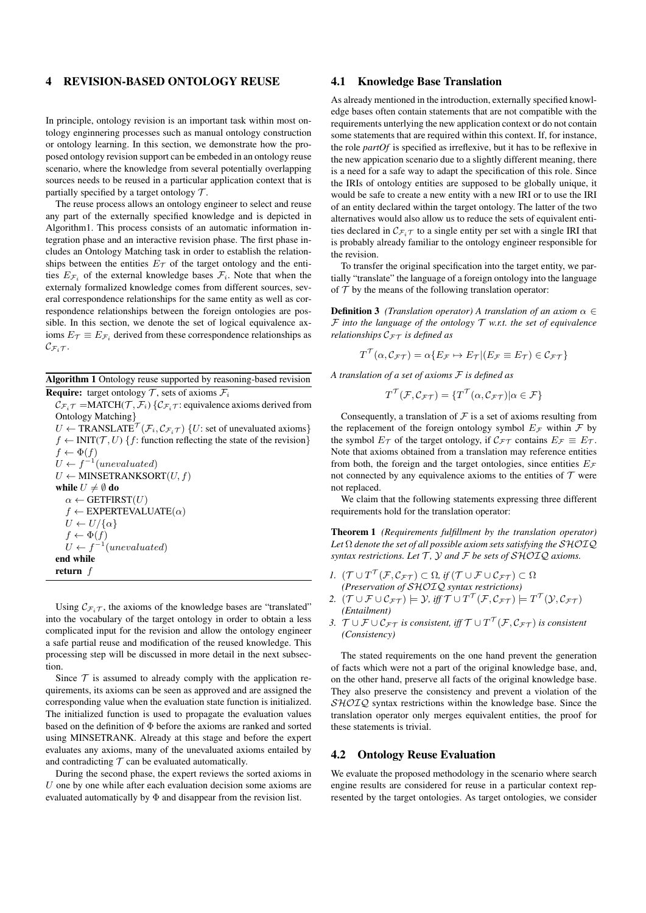## 4 REVISION-BASED ONTOLOGY REUSE

In principle, ontology revision is an important task within most ontology enginnering processes such as manual ontology construction or ontology learning. In this section, we demonstrate how the proposed ontology revision support can be embeded in an ontology reuse scenario, where the knowledge from several potentially overlapping sources needs to be reused in a particular application context that is partially specified by a target ontology $\mathcal{T}$.

The reuse process allows an ontology engineer to select and reuse any part of the externally specified knowledge and is depicted in Algorithm1. This process consists of an automatic information integration phase and an interactive revision phase. The first phase includes an Ontology Matching task in order to establish the relationships between the entities $E_{\mathcal{T}}$ of the target ontology and the entities $E_{\mathcal{F}_i}$ of the external knowledge bases $\mathcal{F}_i$. Note that when the externaly formalized knowledge comes from different sources, several correspondence relationships for the same entity as well as correspondence relationships between the foreign ontologies are possible. In this section, we denote the set of logical equivalence axioms $E_{\mathcal{T}} \equiv E_{\mathcal{F}_i}$ derived from these correspondence relationships as $\mathcal{C}_{\mathcal{F}_i\mathcal{T}}$.

**Algorithm 1** Ontology reuse supported by reasoning-based revision

**Require:** target ontology $\mathcal{T}$, sets of axioms $\mathcal{F}_i$
$\mathcal{C}_{\mathcal{F}_i\mathcal{T}}$ =MATCH($\mathcal{T}, \mathcal{F}_i$) {$\mathcal{C}_{\mathcal{F}_i\mathcal{T}}$: equivalence axioms derived from Ontology Matching}
$U \leftarrow$ TRANSLATE$^{\mathcal{T}}(\mathcal{F}_i, \mathcal{C}_{\mathcal{F}_i\mathcal{T}})$ {$U$: set of unevaluated axioms}
$f \leftarrow$ INIT($\mathcal{T}, U$) {$f$: function reflecting the state of the revision}
$f \leftarrow \Phi(f)$
$U \leftarrow f^{-1}(unevaluated)$
$U \leftarrow$ MINSETRANKSORT($U, f$)
**while** $U \neq \emptyset$ **do**
  $\alpha \leftarrow$ GETFIRST($U$)
  $f \leftarrow$ EXPERTEVALUATE($\alpha$)
  $U \leftarrow U/\{\alpha\}$
  $f \leftarrow \Phi(f)$
  $U \leftarrow f^{-1}(unevaluated)$
**end while**
**return** $f$

Using $\mathcal{C}_{\mathcal{F}_i\mathcal{T}}$, the axioms of the knowledge bases are "translated" into the vocabulary of the target ontology in order to obtain a less complicated input for the revision and allow the ontology engineer a safe partial reuse and modification of the reused knowledge. This processing step will be discussed in more detail in the next subsection.

Since $\mathcal{T}$ is assumed to already comply with the application requirements, its axioms can be seen as approved and are assigned the corresponding value when the evaluation state function is initialized. The initialized function is used to propagate the evaluation values based on the definition of $\Phi$ before the axioms are ranked and sorted using MINSETRANK. Already at this stage and before the expert evaluates any axioms, many of the unevaluated axioms entailed by and contradicting $\mathcal{T}$ can be evaluated automatically.

During the second phase, the expert reviews the sorted axioms in $U$ one by one while after each evaluation decision some axioms are evaluated automatically by $\Phi$ and disappear from the revision list.

### 4.1 Knowledge Base Translation

As already mentioned in the introduction, externally specified knowledge bases often contain statements that are not compatible with the requirements underlying the new application context or do not contain some statements that are required within this context. If, for instance, the role *partOf* is specified as irreflexive, but it has to be reflexive in the new application scenario due to a slightly different meaning, there is a need for a safe way to adapt the specification of this role. Since the IRIs of ontology entities are supposed to be globally unique, it would be safe to create a new entity with a new IRI or to use the IRI of an entity declared within the target ontology. The latter of the two alternatives would also allow us to reduce the sets of equivalent entities declared in $\mathcal{C}_{\mathcal{F}_i\mathcal{T}}$ to a single entity per set with a single IRI that is probably already familiar to the ontology engineer responsible for the revision.

To transfer the original specification into the target entity, we partially "translate" the language of a foreign ontology into the language of $\mathcal{T}$ by the means of the following translation operator:

**Definition 3** *(Translation operator) A translation of an axiom $\alpha \in \mathcal{F}$ into the language of the ontology $\mathcal{T}$ w.r.t. the set of equivalence relationships $\mathcal{C}_{\mathcal{F}\mathcal{T}}$ is defined as*

$$T^{\mathcal{T}}(\alpha, \mathcal{C}_{\mathcal{F}\mathcal{T}}) = \alpha\{E_{\mathcal{F}} \mapsto E_{\mathcal{T}} | (E_{\mathcal{F}} \equiv E_{\mathcal{T}}) \in \mathcal{C}_{\mathcal{F}\mathcal{T}}\}$$

*A translation of a set of axioms $\mathcal{F}$ is defined as*

$$T^{\mathcal{T}}(\mathcal{F}, \mathcal{C}_{\mathcal{F}\mathcal{T}}) = \{T^{\mathcal{T}}(\alpha, \mathcal{C}_{\mathcal{F}\mathcal{T}}) | \alpha \in \mathcal{F}\}$$

Consequently, a translation of $\mathcal{F}$ is a set of axioms resulting from the replacement of the foreign ontology symbol $E_{\mathcal{F}}$ within $\mathcal{F}$ by the symbol $E_{\mathcal{T}}$ of the target ontology, if $\mathcal{C}_{\mathcal{F}\mathcal{T}}$ contains $E_{\mathcal{F}} \equiv E_{\mathcal{T}}$. Note that axioms obtained from a translation may reference entities from both, the foreign and the target ontologies, since entities $E_{\mathcal{F}}$ not connected by any equivalence axioms to the entities of $\mathcal{T}$ were not replaced.

We claim that the following statements expressing three different requirements hold for the translation operator:

**Theorem 1** *(Requirements fulfillment by the translation operator) Let $\Omega$ denote the set of all possible axiom sets satisfying the $\mathcal{SHOIQ}$ syntax restrictions. Let $\mathcal{T}$, $\mathcal{Y}$ and $\mathcal{F}$ be sets of $\mathcal{SHOIQ}$ axioms.*

1. *$(\mathcal{T} \cup T^{\mathcal{T}}(\mathcal{F}, \mathcal{C}_{\mathcal{F}\mathcal{T}}) \subset \Omega$, if $(\mathcal{T} \cup \mathcal{F} \cup \mathcal{C}_{\mathcal{F}\mathcal{T}}) \subset \Omega$ (Preservation of $\mathcal{SHOIQ}$ syntax restrictions)*
2. *$(\mathcal{T} \cup \mathcal{F} \cup \mathcal{C}_{\mathcal{F}\mathcal{T}}) \models \mathcal{Y}$, iff $\mathcal{T} \cup T^{\mathcal{T}}(\mathcal{F}, \mathcal{C}_{\mathcal{F}\mathcal{T}}) \models T^{\mathcal{T}}(\mathcal{Y}, \mathcal{C}_{\mathcal{F}\mathcal{T}})$ (Entailment)*
3. *$\mathcal{T} \cup \mathcal{F} \cup \mathcal{C}_{\mathcal{F}\mathcal{T}}$ is consistent, iff $\mathcal{T} \cup T^{\mathcal{T}}(\mathcal{F}, \mathcal{C}_{\mathcal{F}\mathcal{T}})$ is consistent (Consistency)*

The stated requirements on the one hand prevent the generation of facts which were not a part of the original knowledge base, and, on the other hand, preserve all facts of the original knowledge base. They also preserve the consistency and prevent a violation of the $\mathcal{SHOIQ}$ syntax restrictions within the knowledge base. Since the translation operator only merges equivalent entities, the proof for these statements is trivial.

### 4.2 Ontology Reuse Evaluation

We evaluate the proposed methodology in the scenario where search engine results are considered for reuse in a particular context represented by the target ontologies. As target ontologies, we consider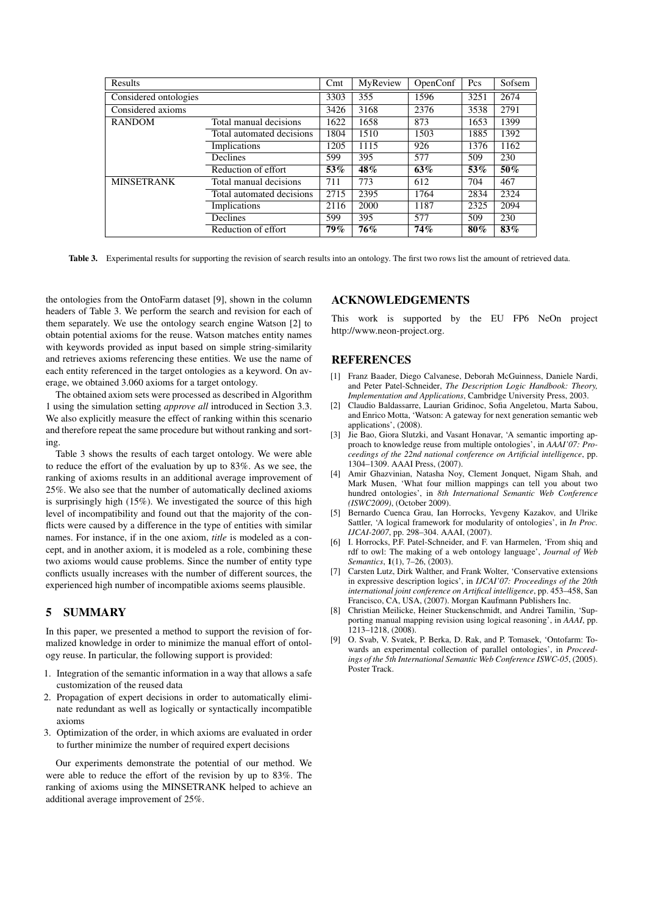| Results | | Cmt | MyReview | OpenConf | Pcs | Sofsem |
|---|---|---|---|---|---|---|
| Considered ontologies | | 3303 | 355 | 1596 | 3251 | 2674 |
| Considered axioms | | 3426 | 3168 | 2376 | 3538 | 2791 |
| RANDOM | Total manual decisions | 1622 | 1658 | 873 | 1653 | 1399 |
| | Total automated decisions | 1804 | 1510 | 1503 | 1885 | 1392 |
| | Implications | 1205 | 1115 | 926 | 1376 | 1162 |
| | Declines | 599 | 395 | 577 | 509 | 230 |
| | Reduction of effort | **53%** | **48%** | **63%** | **53%** | **50%** |
| MINSETRANK | Total manual decisions | 711 | 773 | 612 | 704 | 467 |
| | Total automated decisions | 2715 | 2395 | 1764 | 2834 | 2324 |
| | Implications | 2116 | 2000 | 1187 | 2325 | 2094 |
| | Declines | 599 | 395 | 577 | 509 | 230 |
| | Reduction of effort | **79%** | **76%** | **74%** | **80%** | **83%** |

**Table 3.** Experimental results for supporting the revision of search results into an ontology. The first two rows list the amount of retrieved data.

the ontologies from the OntoFarm dataset [9], shown in the column headers of Table 3. We perform the search and revision for each of them separately. We use the ontology search engine Watson [2] to obtain potential axioms for the reuse. Watson matches entity names with keywords provided as input based on simple string-similarity and retrieves axioms referencing these entities. We use the name of each entity referenced in the target ontologies as a keyword. On average, we obtained 3.060 axioms for a target ontology.

The obtained axiom sets were processed as described in Algorithm 1 using the simulation setting *approve all* introduced in Section 3.3. We also explicitly measure the effect of ranking within this scenario and therefore repeat the same procedure but without ranking and sorting.

Table 3 shows the results of each target ontology. We were able to reduce the effort of the evaluation by up to 83%. As we see, the ranking of axioms results in an additional average improvement of 25%. We also see that the number of automatically declined axioms is surprisingly high (15%). We investigated the source of this high level of incompatibility and found out that the majority of the conflicts were caused by a difference in the type of entities with similar names. For instance, if in the one axiom, *title* is modeled as a concept, and in another axiom, it is modeled as a role, combining these two axioms would cause problems. Since the number of entity type conflicts usually increases with the number of different sources, the experienced high number of incompatible axioms seems plausible.

## 5 SUMMARY

In this paper, we presented a method to support the revision of formalized knowledge in order to minimize the manual effort of ontology reuse. In particular, the following support is provided:

1. Integration of the semantic information in a way that allows a safe customization of the reused data
2. Propagation of expert decisions in order to automatically eliminate redundant as well as logically or syntactically incompatible axioms
3. Optimization of the order, in which axioms are evaluated in order to further minimize the number of required expert decisions

Our experiments demonstrate the potential of our method. We were able to reduce the effort of the revision by up to 83%. The ranking of axioms using the MINSETRANK helped to achieve an additional average improvement of 25%.

## ACKNOWLEDGEMENTS

This work is supported by the EU FP6 NeOn project http://www.neon-project.org.

## REFERENCES

[1] Franz Baader, Diego Calvanese, Deborah McGuinness, Daniele Nardi, and Peter Patel-Schneider, *The Description Logic Handbook: Theory, Implementation and Applications*, Cambridge University Press, 2003.

[2] Claudio Baldassarre, Laurian Gridinoc, Sofia Angeletou, Marta Sabou, and Enrico Motta, 'Watson: A gateway for next generation semantic web applications', (2008).

[3] Jie Bao, Giora Slutzki, and Vasant Honavar, 'A semantic importing approach to knowledge reuse from multiple ontologies', in *AAAI'07: Proceedings of the 22nd national conference on Artificial intelligence*, pp. 1304–1309. AAAI Press, (2007).

[4] Amir Ghazvinian, Natasha Noy, Clement Jonquet, Nigam Shah, and Mark Musen, 'What four million mappings can tell you about two hundred ontologies', in *8th International Semantic Web Conference (ISWC2009)*, (October 2009).

[5] Bernardo Cuenca Grau, Ian Horrocks, Yevgeny Kazakov, and Ulrike Sattler, 'A logical framework for modularity of ontologies', in *In Proc. IJCAI-2007*, pp. 298–304. AAAI, (2007).

[6] I. Horrocks, P.F. Patel-Schneider, and F. van Harmelen, 'From shiq and rdf to owl: The making of a web ontology language', *Journal of Web Semantics*, **1**(1), 7–26, (2003).

[7] Carsten Lutz, Dirk Walther, and Frank Wolter, 'Conservative extensions in expressive description logics', in *IJCAI'07: Proceedings of the 20th international joint conference on Artifical intelligence*, pp. 453–458, San Francisco, CA, USA, (2007). Morgan Kaufmann Publishers Inc.

[8] Christian Meilicke, Heiner Stuckenschmidt, and Andrei Tamilin, 'Supporting manual mapping revision using logical reasoning', in *AAAI*, pp. 1213–1218, (2008).

[9] O. Svab, V. Svatek, P. Berka, D. Rak, and P. Tomasek, 'Ontofarm: Towards an experimental collection of parallel ontologies', in *Proceedings of the 5th International Semantic Web Conference ISWC-05*, (2005). Poster Track.